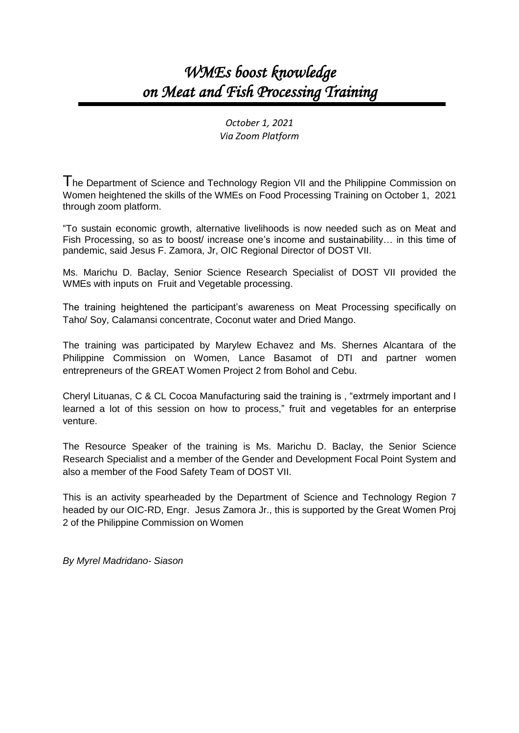# *WMEs boost knowledge on Meat and Fish Processing Training*

*October 1, 2021*
*Via Zoom Platform*

The Department of Science and Technology Region VII and the Philippine Commission on Women heightened the skills of the WMEs on Food Processing Training on October 1, 2021 through zoom platform.

"To sustain economic growth, alternative livelihoods is now needed such as on Meat and Fish Processing, so as to boost/ increase one's income and sustainability… in this time of pandemic, said Jesus F. Zamora, Jr, OIC Regional Director of DOST VII.

Ms. Marichu D. Baclay, Senior Science Research Specialist of DOST VII provided the WMEs with inputs on Fruit and Vegetable processing.

The training heightened the participant's awareness on Meat Processing specifically on Taho/ Soy, Calamansi concentrate, Coconut water and Dried Mango.

The training was participated by Marylew Echavez and Ms. Shernes Alcantara of the Philippine Commission on Women, Lance Basamot of DTI and partner women entrepreneurs of the GREAT Women Project 2 from Bohol and Cebu.

Cheryl Lituanas, C & CL Cocoa Manufacturing said the training is , "extrmely important and I learned a lot of this session on how to process," fruit and vegetables for an enterprise venture.

The Resource Speaker of the training is Ms. Marichu D. Baclay, the Senior Science Research Specialist and a member of the Gender and Development Focal Point System and also a member of the Food Safety Team of DOST VII.

This is an activity spearheaded by the Department of Science and Technology Region 7 headed by our OIC-RD, Engr. Jesus Zamora Jr., this is supported by the Great Women Proj 2 of the Philippine Commission on Women

*By Myrel Madridano- Siason*